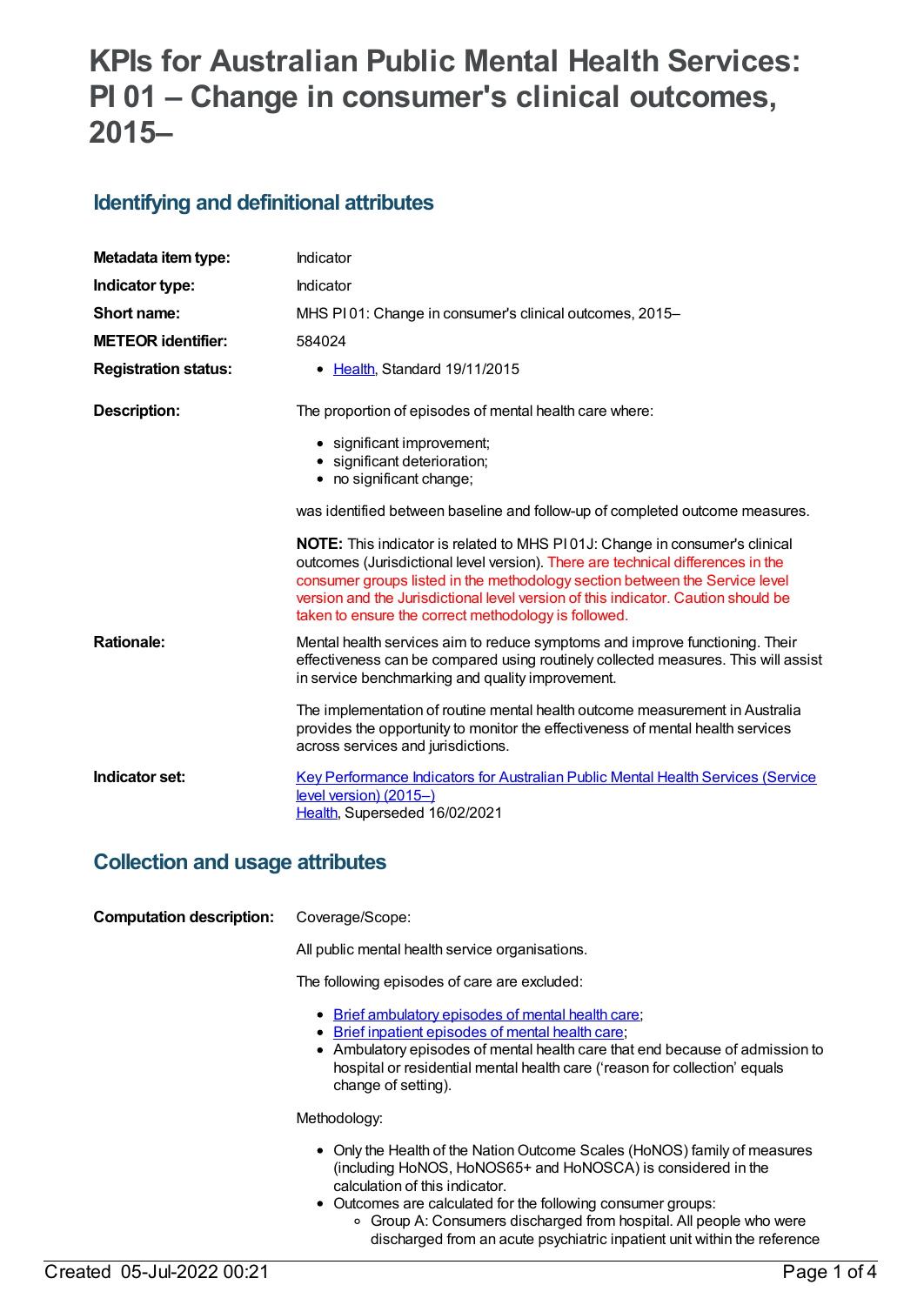# KPIs for Australian Public Mental Health Services: PI 01 – Change in consumer's clinical outcomes, 2015–

## Identifying and definitional attributes

| | |
|---|---|
| **Metadata item type:** | Indicator |
| **Indicator type:** | Indicator |
| **Short name:** | MHS PI 01: Change in consumer's clinical outcomes, 2015– |
| **METEOR identifier:** | 584024 |
| **Registration status:** | Health, Standard 19/11/2015 |

**Description:**

The proportion of episodes of mental health care where:

- significant improvement;
- significant deterioration;
- no significant change;

was identified between baseline and follow-up of completed outcome measures.

**NOTE:** This indicator is related to MHS PI 01J: Change in consumer's clinical outcomes (Jurisdictional level version). There are technical differences in the consumer groups listed in the methodology section between the Service level version and the Jurisdictional level version of this indicator. Caution should be taken to ensure the correct methodology is followed.

**Rationale:**

Mental health services aim to reduce symptoms and improve functioning. Their effectiveness can be compared using routinely collected measures. This will assist in service benchmarking and quality improvement.

The implementation of routine mental health outcome measurement in Australia provides the opportunity to monitor the effectiveness of mental health services across services and jurisdictions.

**Indicator set:**

Key Performance Indicators for Australian Public Mental Health Services (Service level version) (2015–)
Health, Superseded 16/02/2021

## Collection and usage attributes

**Computation description:**

Coverage/Scope:

All public mental health service organisations.

The following episodes of care are excluded:

- Brief ambulatory episodes of mental health care;
- Brief inpatient episodes of mental health care;
- Ambulatory episodes of mental health care that end because of admission to hospital or residential mental health care ('reason for collection' equals change of setting).

Methodology:

- Only the Health of the Nation Outcome Scales (HoNOS) family of measures (including HoNOS, HoNOS65+ and HoNOSCA) is considered in the calculation of this indicator.
- Outcomes are calculated for the following consumer groups:
  - Group A: Consumers discharged from hospital. All people who were discharged from an acute psychiatric inpatient unit within the reference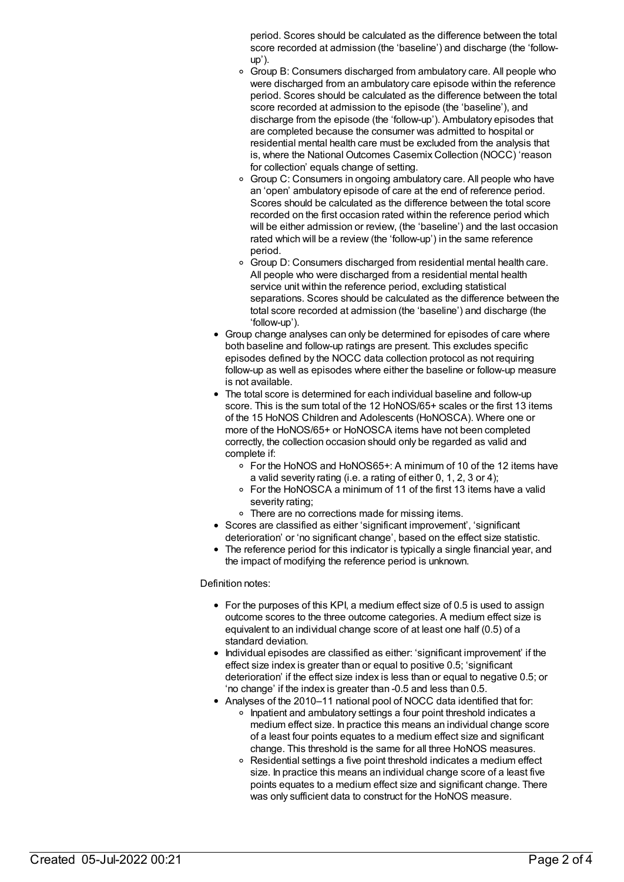period. Scores should be calculated as the difference between the total score recorded at admission (the 'baseline') and discharge (the 'follow-up').
  - Group B: Consumers discharged from ambulatory care. All people who were discharged from an ambulatory care episode within the reference period. Scores should be calculated as the difference between the total score recorded at admission to the episode (the 'baseline'), and discharge from the episode (the 'follow-up'). Ambulatory episodes that are completed because the consumer was admitted to hospital or residential mental health care must be excluded from the analysis that is, where the National Outcomes Casemix Collection (NOCC) 'reason for collection' equals change of setting.
  - Group C: Consumers in ongoing ambulatory care. All people who have an 'open' ambulatory episode of care at the end of reference period. Scores should be calculated as the difference between the total score recorded on the first occasion rated within the reference period which will be either admission or review, (the 'baseline') and the last occasion rated which will be a review (the 'follow-up') in the same reference period.
  - Group D: Consumers discharged from residential mental health care. All people who were discharged from a residential mental health service unit within the reference period, excluding statistical separations. Scores should be calculated as the difference between the total score recorded at admission (the 'baseline') and discharge (the 'follow-up').
- Group change analyses can only be determined for episodes of care where both baseline and follow-up ratings are present. This excludes specific episodes defined by the NOCC data collection protocol as not requiring follow-up as well as episodes where either the baseline or follow-up measure is not available.
- The total score is determined for each individual baseline and follow-up score. This is the sum total of the 12 HoNOS/65+ scales or the first 13 items of the 15 HoNOS Children and Adolescents (HoNOSCA). Where one or more of the HoNOS/65+ or HoNOSCA items have not been completed correctly, the collection occasion should only be regarded as valid and complete if:
  - For the HoNOS and HoNOS65+: A minimum of 10 of the 12 items have a valid severity rating (i.e. a rating of either 0, 1, 2, 3 or 4);
  - For the HoNOSCA a minimum of 11 of the first 13 items have a valid severity rating;
  - There are no corrections made for missing items.
- Scores are classified as either 'significant improvement', 'significant deterioration' or 'no significant change', based on the effect size statistic.
- The reference period for this indicator is typically a single financial year, and the impact of modifying the reference period is unknown.

Definition notes:

- For the purposes of this KPI, a medium effect size of 0.5 is used to assign outcome scores to the three outcome categories. A medium effect size is equivalent to an individual change score of at least one half (0.5) of a standard deviation.
- Individual episodes are classified as either: 'significant improvement' if the effect size index is greater than or equal to positive 0.5; 'significant deterioration' if the effect size index is less than or equal to negative 0.5; or 'no change' if the index is greater than -0.5 and less than 0.5.
- Analyses of the 2010–11 national pool of NOCC data identified that for:
  - Inpatient and ambulatory settings a four point threshold indicates a medium effect size. In practice this means an individual change score of a least four points equates to a medium effect size and significant change. This threshold is the same for all three HoNOS measures.
  - Residential settings a five point threshold indicates a medium effect size. In practice this means an individual change score of a least five points equates to a medium effect size and significant change. There was only sufficient data to construct for the HoNOS measure.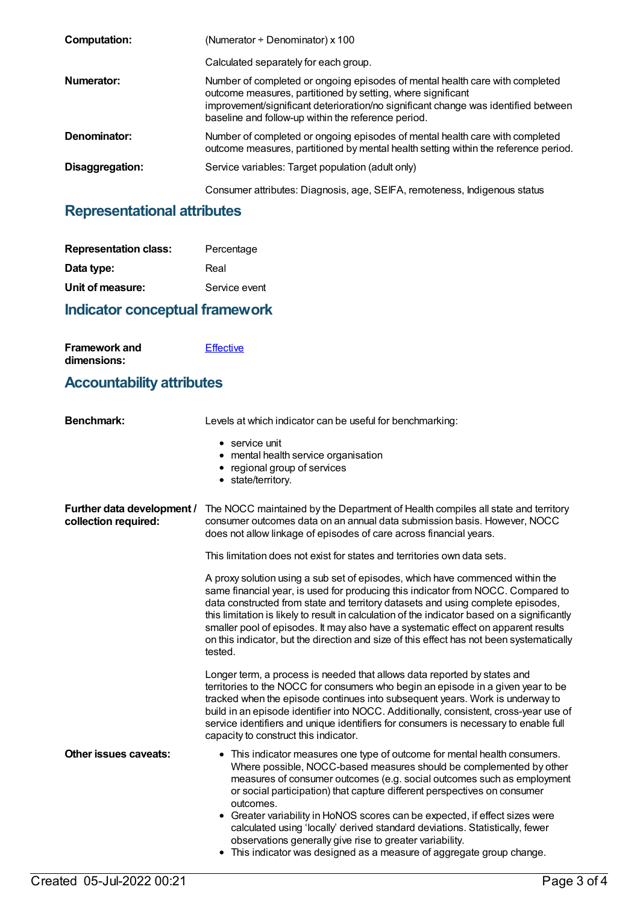**Computation:** (Numerator ÷ Denominator) x 100

Calculated separately for each group.

**Numerator:** Number of completed or ongoing episodes of mental health care with completed outcome measures, partitioned by setting, where significant improvement/significant deterioration/no significant change was identified between baseline and follow-up within the reference period.

**Denominator:** Number of completed or ongoing episodes of mental health care with completed outcome measures, partitioned by mental health setting within the reference period.

**Disaggregation:** Service variables: Target population (adult only)

Consumer attributes: Diagnosis, age, SEIFA, remoteness, Indigenous status

## Representational attributes

**Representation class:** Percentage

**Data type:** Real

**Unit of measure:** Service event

## Indicator conceptual framework

**Framework and dimensions:** [Effective]

## Accountability attributes

**Benchmark:** Levels at which indicator can be useful for benchmarking:

- service unit
- mental health service organisation
- regional group of services
- state/territory.

**Further data development / collection required:** The NOCC maintained by the Department of Health compiles all state and territory consumer outcomes data on an annual data submission basis. However, NOCC does not allow linkage of episodes of care across financial years.

This limitation does not exist for states and territories own data sets.

A proxy solution using a sub set of episodes, which have commenced within the same financial year, is used for producing this indicator from NOCC. Compared to data constructed from state and territory datasets and using complete episodes, this limitation is likely to result in calculation of the indicator based on a significantly smaller pool of episodes. It may also have a systematic effect on apparent results on this indicator, but the direction and size of this effect has not been systematically tested.

Longer term, a process is needed that allows data reported by states and territories to the NOCC for consumers who begin an episode in a given year to be tracked when the episode continues into subsequent years. Work is underway to build in an episode identifier into NOCC. Additionally, consistent, cross-year use of service identifiers and unique identifiers for consumers is necessary to enable full capacity to construct this indicator.

**Other issues caveats:**

- This indicator measures one type of outcome for mental health consumers. Where possible, NOCC-based measures should be complemented by other measures of consumer outcomes (e.g. social outcomes such as employment or social participation) that capture different perspectives on consumer outcomes.
- Greater variability in HoNOS scores can be expected, if effect sizes were calculated using 'locally' derived standard deviations. Statistically, fewer observations generally give rise to greater variability.
- This indicator was designed as a measure of aggregate group change.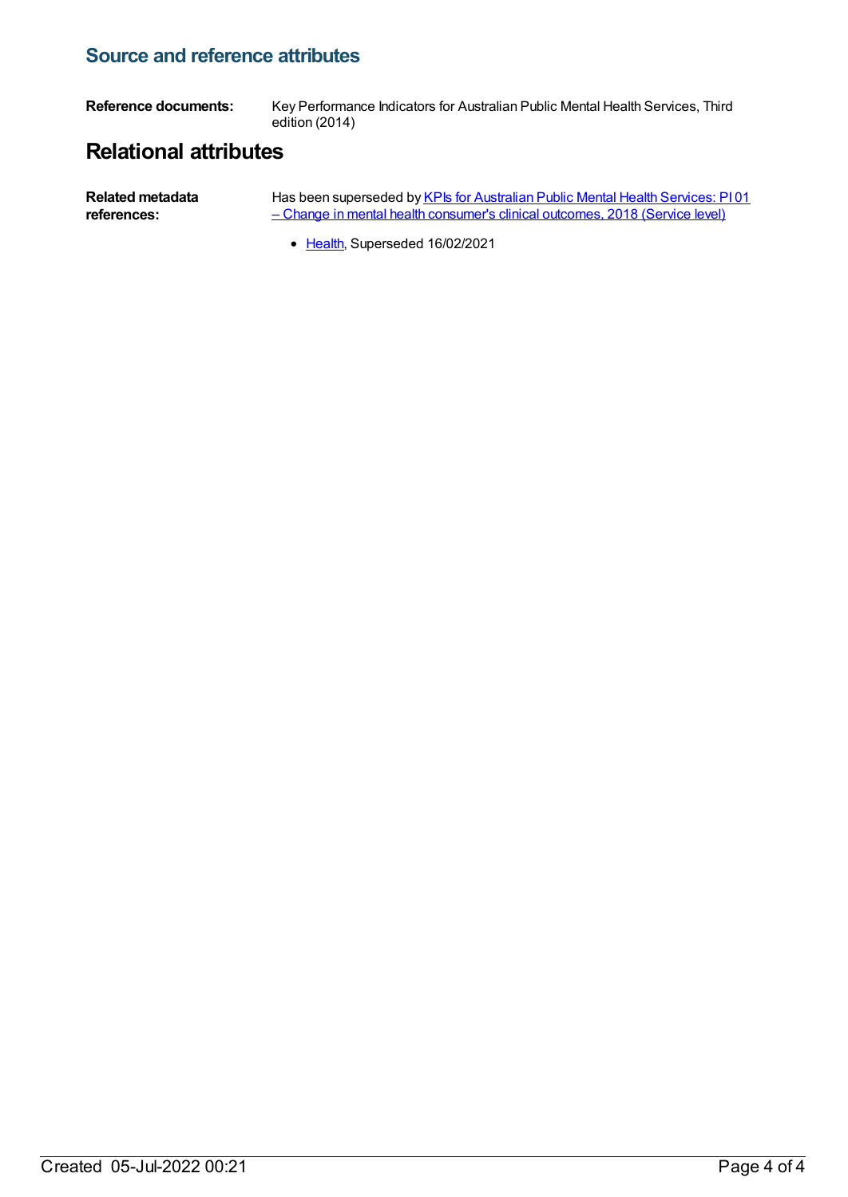### Source and reference attributes

**Reference documents:** Key Performance Indicators for Australian Public Mental Health Services, Third edition (2014)

## Relational attributes

**Related metadata references:** Has been superseded by KPIs for Australian Public Mental Health Services: PI 01 – Change in mental health consumer's clinical outcomes, 2018 (Service level)

- Health, Superseded 16/02/2021